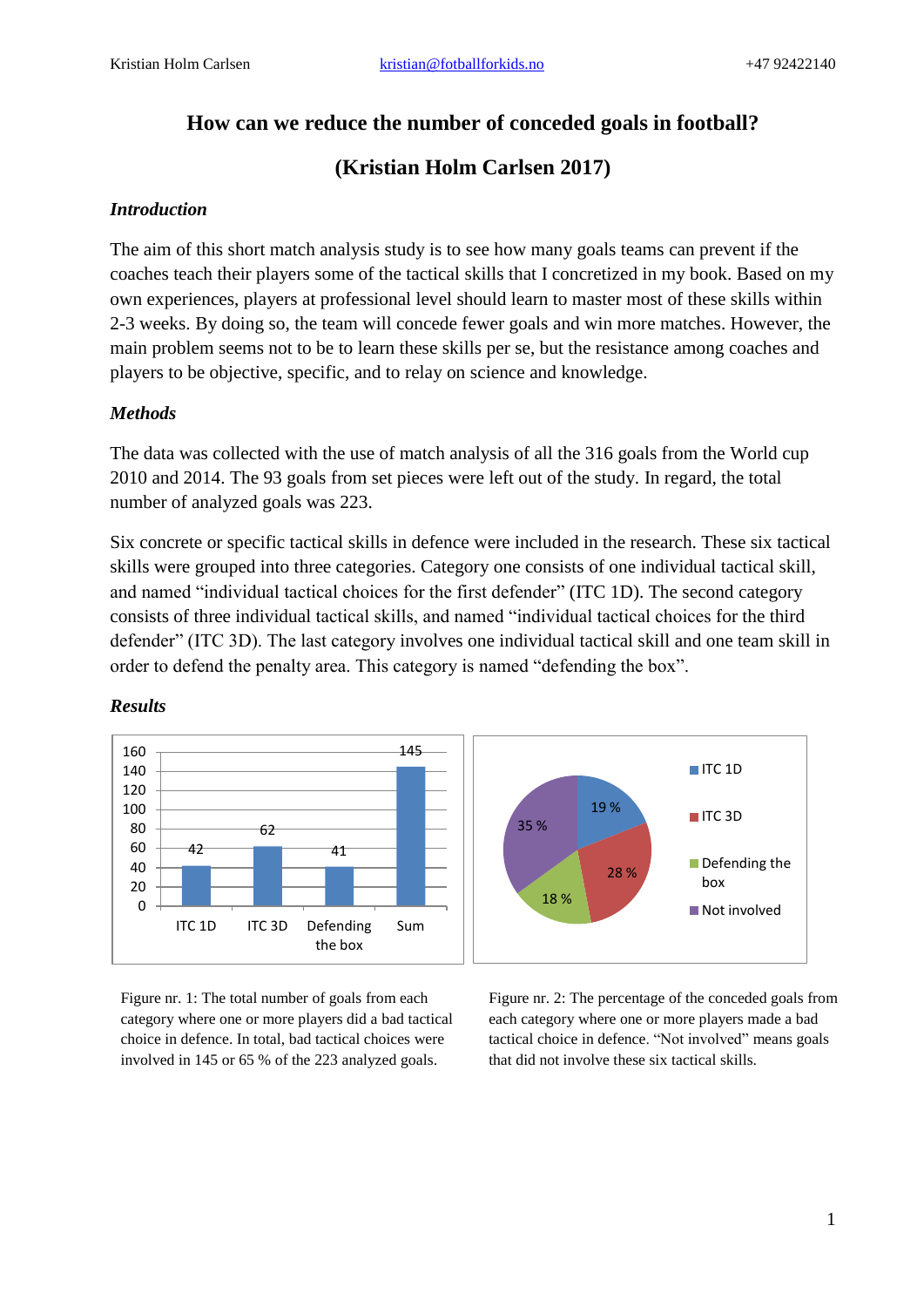Kristian Holm Carlsen kristian@fotballforkids.no +47 92422140

# How can we reduce the number of conceded goals in football?

# (Kristian Holm Carlsen 2017)

## *Introduction*

The aim of this short match analysis study is to see how many goals teams can prevent if the coaches teach their players some of the tactical skills that I concretized in my book. Based on my own experiences, players at professional level should learn to master most of these skills within 2-3 weeks. By doing so, the team will concede fewer goals and win more matches. However, the main problem seems not to be to learn these skills per se, but the resistance among coaches and players to be objective, specific, and to relay on science and knowledge.

## *Methods*

The data was collected with the use of match analysis of all the 316 goals from the World cup 2010 and 2014. The 93 goals from set pieces were left out of the study. In regard, the total number of analyzed goals was 223.

Six concrete or specific tactical skills in defence were included in the research. These six tactical skills were grouped into three categories. Category one consists of one individual tactical skill, and named "individual tactical choices for the first defender" (ITC 1D). The second category consists of three individual tactical skills, and named "individual tactical choices for the third defender" (ITC 3D). The last category involves one individual tactical skill and one team skill in order to defend the box. This category is named "defending the box".

## *Results*

| Category | Goals |
|---|---|
| ITC 1D | 42 |
| ITC 3D | 62 |
| Defending the box | 41 |
| Sum | 145 |

Figure nr. 1: The total number of goals from each category where one or more players did a bad tactical choice in defence. In total, bad tactical choices were involved in 145 or 65 % of the 223 analyzed goals.

| Category | Percentage |
|---|---|
| ITC 1D | 19 % |
| ITC 3D | 28 % |
| Defending the box | 18 % |
| Not involved | 35 % |

Figure nr. 2: The percentage of the conceded goals from each category where one or more players made a bad tactical choice in defence. "Not involved" means goals that did not involve these six tactical skills.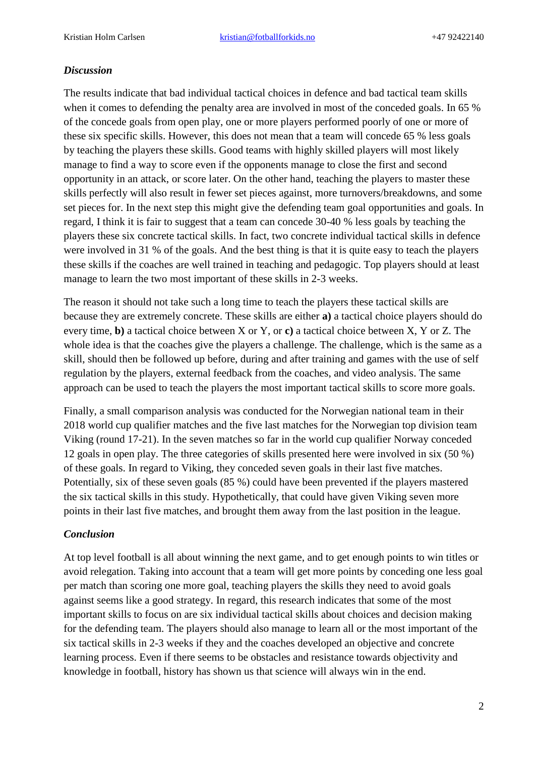### *Discussion*

The results indicate that bad individual tactical choices in defence and bad tactical team skills when it comes to defending the penalty area are involved in most of the conceded goals. In 65 % of the concede goals from open play, one or more players performed poorly of one or more of these six specific skills. However, this does not mean that a team will concede 65 % less goals by teaching the players these skills. Good teams with highly skilled players will most likely manage to find a way to score even if the opponents manage to close the first and second opportunity in an attack, or score later. On the other hand, teaching the players to master these skills perfectly will also result in fewer set pieces against, more turnovers/breakdowns, and some set pieces for. In the next step this might give the defending team goal opportunities and goals. In regard, I think it is fair to suggest that a team can concede 30-40 % less goals by teaching the players these six concrete tactical skills. In fact, two concrete individual tactical skills in defence were involved in 31 % of the goals. And the best thing is that it is quite easy to teach the players these skills if the coaches are well trained in teaching and pedagogic. Top players should at least manage to learn the two most important of these skills in 2-3 weeks.

The reason it should not take such a long time to teach the players these tactical skills are because they are extremely concrete. These skills are either **a)** a tactical choice players should do every time, **b)** a tactical choice between X or Y, or **c)** a tactical choice between X, Y or Z. The whole idea is that the coaches give the players a challenge. The challenge, which is the same as a skill, should then be followed up before, during and after training and games with the use of self regulation by the players, external feedback from the coaches, and video analysis. The same approach can be used to teach the players the most important tactical skills to score more goals.

Finally, a small comparison analysis was conducted for the Norwegian national team in their 2018 world cup qualifier matches and the five last matches for the Norwegian top division team Viking (round 17-21). In the seven matches so far in the world cup qualifier Norway conceded 12 goals in open play. The three categories of skills presented here were involved in six (50 %) of these goals. In regard to Viking, they conceded seven goals in their last five matches. Potentially, six of these seven goals (85 %) could have been prevented if the players mastered the six tactical skills in this study. Hypothetically, that could have given Viking seven more points in their last five matches, and brought them away from the last position in the league.

### *Conclusion*

At top level football is all about winning the next game, and to get enough points to win titles or avoid relegation. Taking into account that a team will get more points by conceding one less goal per match than scoring one more goal, teaching players the skills they need to avoid goals against seems like a good strategy. In regard, this research indicates that some of the most important skills to focus on are six individual tactical skills about choices and decision making for the defending team. The players should also manage to learn all or the most important of the six tactical skills in 2-3 weeks if they and the coaches developed an objective and concrete learning process. Even if there seems to be obstacles and resistance towards objectivity and knowledge in football, history has shown us that science will always win in the end.